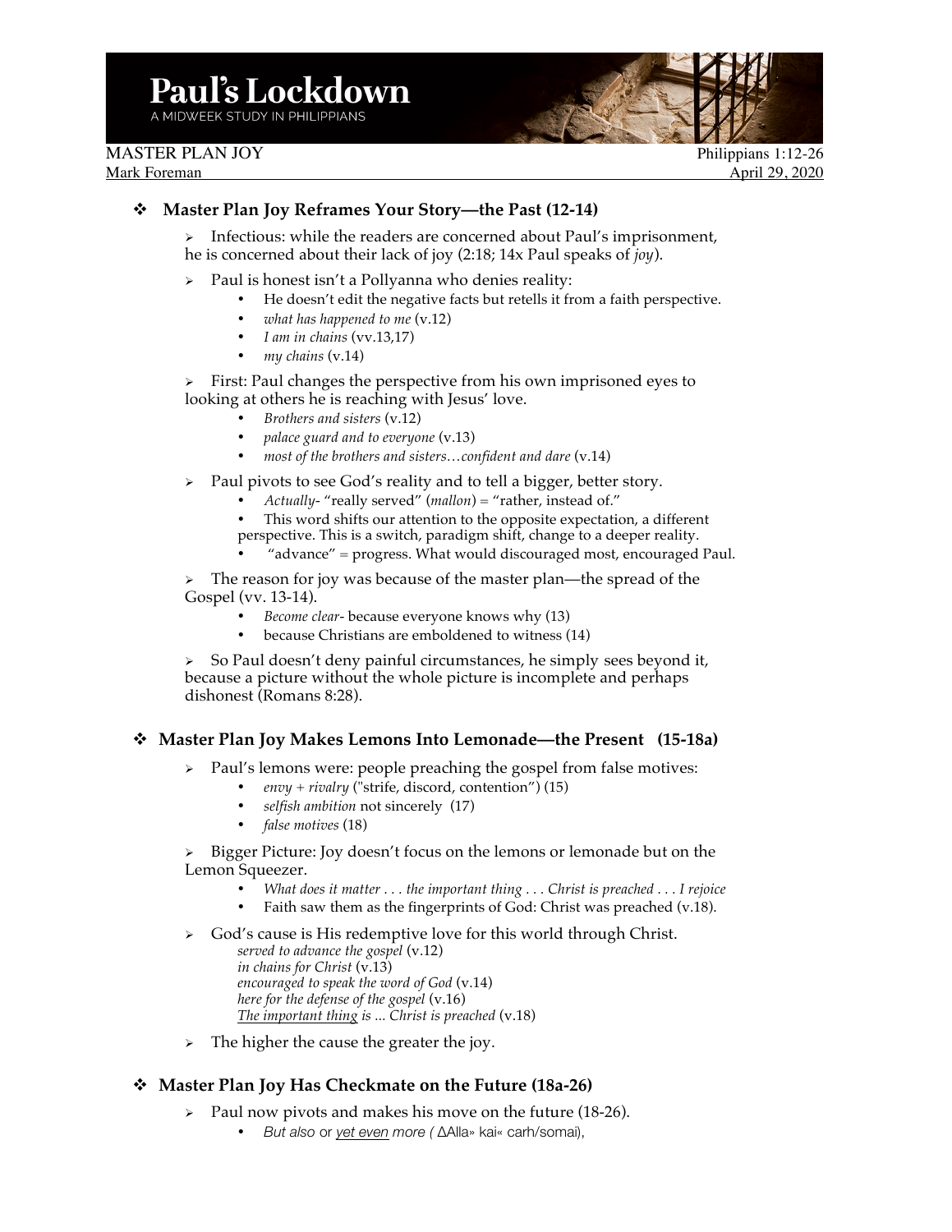# Paul's Lockdown

A MIDWEEK STUDY IN PHILIPPIANS

MASTER PLAN JOY — Philippians 1:12-26

Mark Foreman — April 29, 2020

## Master Plan Joy Reframes Your Story—the Past (12-14)

- Infectious: while the readers are concerned about Paul's imprisonment, he is concerned about their lack of joy (2:18; 14x Paul speaks of *joy*).
- Paul is honest isn't a Pollyanna who denies reality:
  - He doesn't edit the negative facts but retells it from a faith perspective.
  - *what has happened to me* (v.12)
  - *I am in chains* (vv.13,17)
  - *my chains* (v.14)
- First: Paul changes the perspective from his own imprisoned eyes to looking at others he is reaching with Jesus' love.
  - *Brothers and sisters* (v.12)
  - *palace guard and to everyone* (v.13)
  - *most of the brothers and sisters…confident and dare* (v.14)
- Paul pivots to see God's reality and to tell a bigger, better story.
  - *Actually*- "really served" (*mallon*) = "rather, instead of."
  - This word shifts our attention to the opposite expectation, a different perspective. This is a switch, paradigm shift, change to a deeper reality.
  - "advance" = progress. What would discouraged most, encouraged Paul.
- The reason for joy was because of the master plan—the spread of the Gospel (vv. 13-14).
  - *Become clear*- because everyone knows why (13)
  - because Christians are emboldened to witness (14)
- So Paul doesn't deny painful circumstances, he simply sees beyond it, because a picture without the whole picture is incomplete and perhaps dishonest (Romans 8:28).

## Master Plan Joy Makes Lemons Into Lemonade—the Present (15-18a)

- Paul's lemons were: people preaching the gospel from false motives:
  - *envy + rivalry* ("strife, discord, contention") (15)
  - *selfish ambition* not sincerely (17)
  - *false motives* (18)
- Bigger Picture: Joy doesn't focus on the lemons or lemonade but on the Lemon Squeezer.
  - *What does it matter . . . the important thing . . . Christ is preached . . . I rejoice*
  - Faith saw them as the fingerprints of God: Christ was preached (v.18).
- God's cause is His redemptive love for this world through Christ.

  *served to advance the gospel* (v.12)
  *in chains for Christ* (v.13)
  *encouraged to speak the word of God* (v.14)
  *here for the defense of the gospel* (v.16)
  *The important thing is ... Christ is preached* (v.18)
- The higher the cause the greater the joy.

## Master Plan Joy Has Checkmate on the Future (18a-26)

- Paul now pivots and makes his move on the future (18-26).
  - *But also* or *yet even more (* ∆Alla» kai« carh/somai),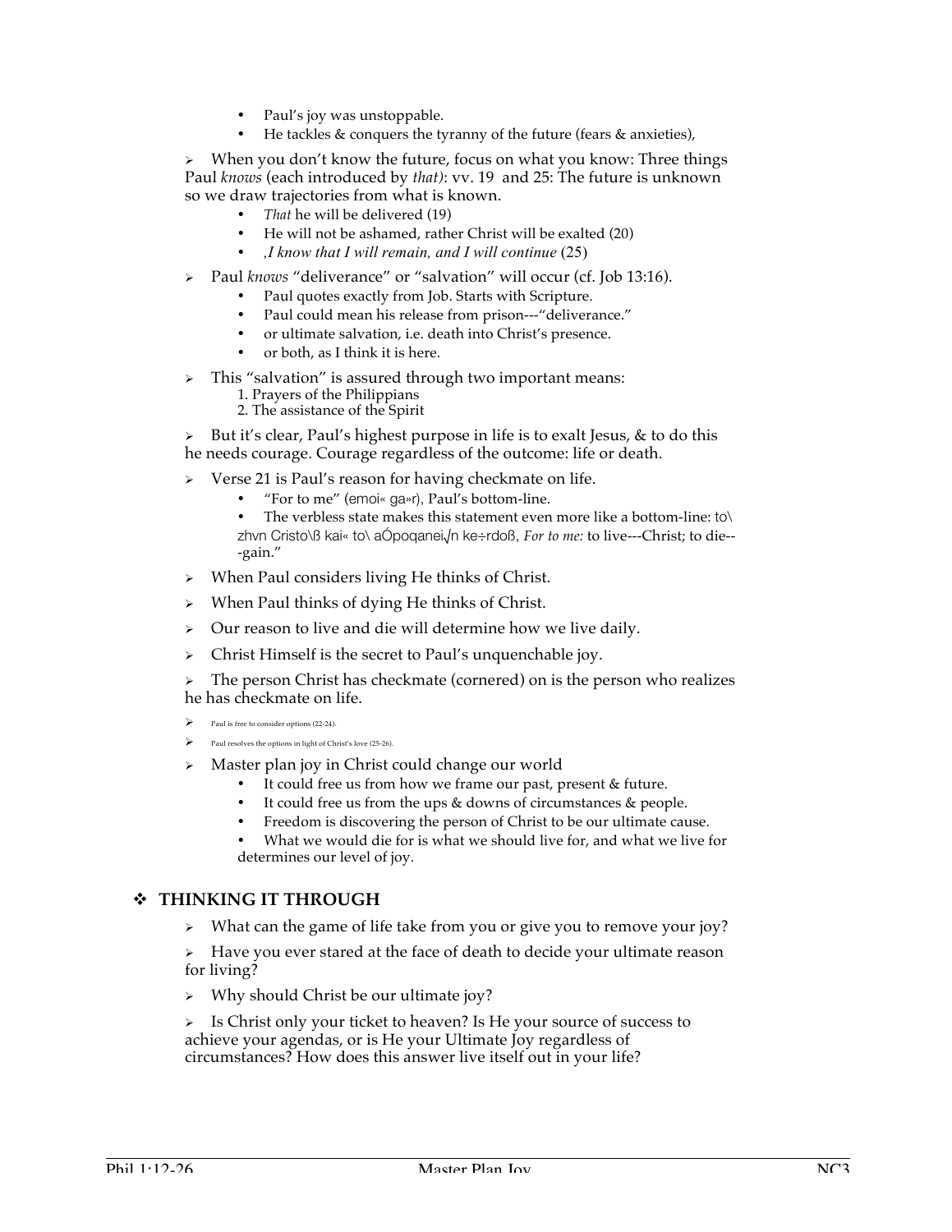- Paul's joy was unstoppable.
- He tackles & conquers the tyranny of the future (fears & anxieties),

➢ When you don't know the future, focus on what you know: Three things Paul *knows* (each introduced by *that)*: vv. 19 and 25: The future is unknown so we draw trajectories from what is known.

- *That* he will be delivered (19)
- He will not be ashamed, rather Christ will be exalted (20)
- *,I know that I will remain, and I will continue* (25)

➢ Paul *knows* "deliverance" or "salvation" will occur (cf. Job 13:16).

- Paul quotes exactly from Job. Starts with Scripture.
- Paul could mean his release from prison---"deliverance."
- or ultimate salvation, i.e. death into Christ's presence.
- or both, as I think it is here.

➢ This "salvation" is assured through two important means:

1. Prayers of the Philippians
2. The assistance of the Spirit

➢ But it's clear, Paul's highest purpose in life is to exalt Jesus, & to do this he needs courage. Courage regardless of the outcome: life or death.

➢ Verse 21 is Paul's reason for having checkmate on life.

- "For to me" (emoi« ga»r), Paul's bottom-line.
- The verbless state makes this statement even more like a bottom-line: to\ zhvn Cristo\ß kai« to\ aÓpoqanei√n ke÷rdoß, *For to me:* to live---Christ; to die---gain."

➢ When Paul considers living He thinks of Christ.

➢ When Paul thinks of dying He thinks of Christ.

➢ Our reason to live and die will determine how we live daily.

➢ Christ Himself is the secret to Paul's unquenchable joy.

➢ The person Christ has checkmate (cornered) on is the person who realizes he has checkmate on life.

➢ Paul is free to consider options (22-24).

➢ Paul resolves the options in light of Christ's love (25-26).

➢ Master plan joy in Christ could change our world

- It could free us from how we frame our past, present & future.
- It could free us from the ups & downs of circumstances & people.
- Freedom is discovering the person of Christ to be our ultimate cause.
- What we would die for is what we should live for, and what we live for determines our level of joy.

## ❖ THINKING IT THROUGH

➢ What can the game of life take from you or give you to remove your joy?

➢ Have you ever stared at the face of death to decide your ultimate reason for living?

➢ Why should Christ be our ultimate joy?

➢ Is Christ only your ticket to heaven? Is He your source of success to achieve your agendas, or is He your Ultimate Joy regardless of circumstances? How does this answer live itself out in your life?